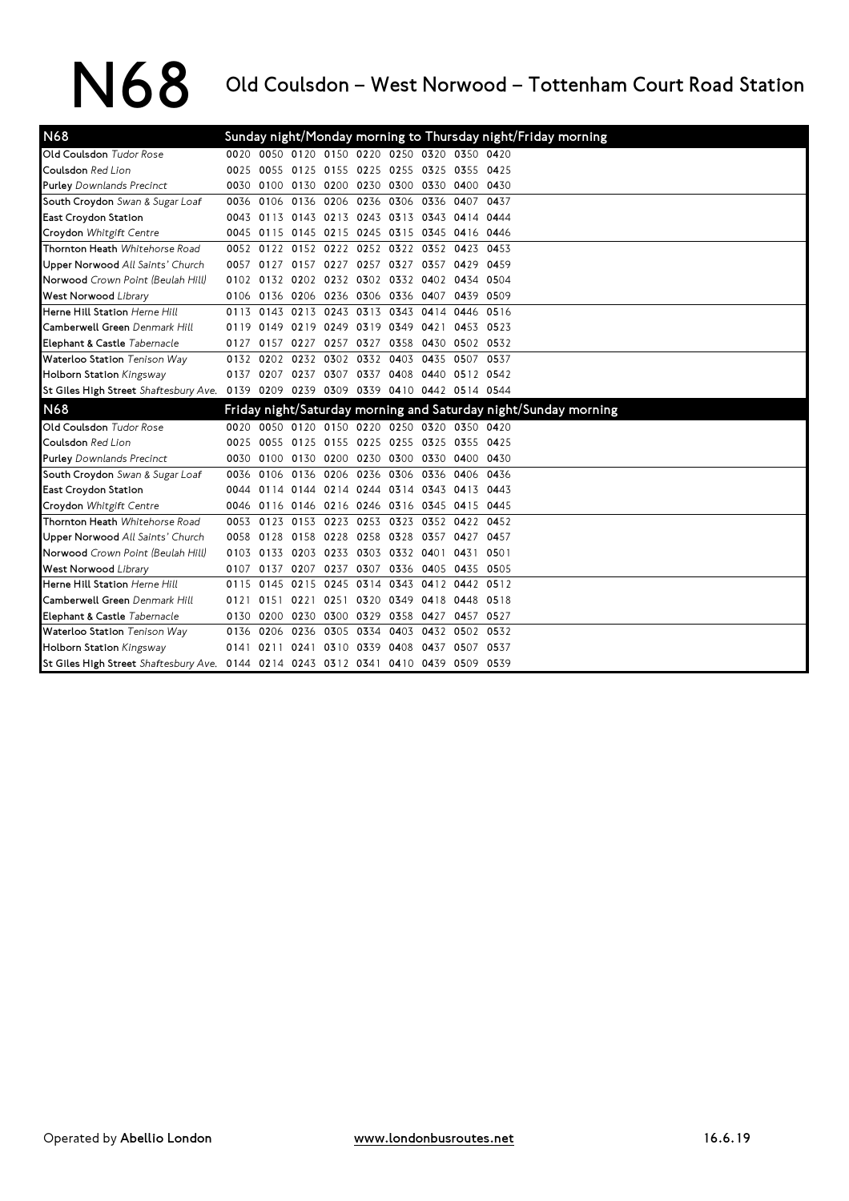# N68 Old Coulsdon – West Norwood – Tottenham Court Road Station

| N68 | Sunday night/Monday morning to Thursday night/Friday morning | | | | | | | | |
|---|---|---|---|---|---|---|---|---|---|
| **Old Coulsdon** *Tudor Rose* | 0020 | 0050 | 0120 | 0150 | 0220 | 0250 | 0320 | 0350 | 0420 |
| **Coulsdon** *Red Lion* | 0025 | 0055 | 0125 | 0155 | 0225 | 0255 | 0325 | 0355 | 0425 |
| **Purley** *Downlands Precinct* | 0030 | 0100 | 0130 | 0200 | 0230 | 0300 | 0330 | 0400 | 0430 |
| **South Croydon** *Swan & Sugar Loaf* | 0036 | 0106 | 0136 | 0206 | 0236 | 0306 | 0336 | 0407 | 0437 |
| **East Croydon Station** | 0043 | 0113 | 0143 | 0213 | 0243 | 0313 | 0343 | 0414 | 0444 |
| **Croydon** *Whitgift Centre* | 0045 | 0115 | 0145 | 0215 | 0245 | 0315 | 0345 | 0416 | 0446 |
| **Thornton Heath** *Whitehorse Road* | 0052 | 0122 | 0152 | 0222 | 0252 | 0322 | 0352 | 0423 | 0453 |
| **Upper Norwood** *All Saints' Church* | 0057 | 0127 | 0157 | 0227 | 0257 | 0327 | 0357 | 0429 | 0459 |
| **Norwood** *Crown Point (Beulah Hill)* | 0102 | 0132 | 0202 | 0232 | 0302 | 0332 | 0402 | 0434 | 0504 |
| **West Norwood** *Library* | 0106 | 0136 | 0206 | 0236 | 0306 | 0336 | 0407 | 0439 | 0509 |
| **Herne Hill Station** *Herne Hill* | 0113 | 0143 | 0213 | 0243 | 0313 | 0343 | 0414 | 0446 | 0516 |
| **Camberwell Green** *Denmark Hill* | 0119 | 0149 | 0219 | 0249 | 0319 | 0349 | 0421 | 0453 | 0523 |
| **Elephant & Castle** *Tabernacle* | 0127 | 0157 | 0227 | 0257 | 0327 | 0358 | 0430 | 0502 | 0532 |
| **Waterloo Station** *Tenison Way* | 0132 | 0202 | 0232 | 0302 | 0332 | 0403 | 0435 | 0507 | 0537 |
| **Holborn Station** *Kingsway* | 0137 | 0207 | 0237 | 0307 | 0337 | 0408 | 0440 | 0512 | 0542 |
| **St Giles High Street** *Shaftesbury Ave.* | 0139 | 0209 | 0239 | 0309 | 0339 | 0410 | 0442 | 0514 | 0544 |

| N68 | Friday night/Saturday morning and Saturday night/Sunday morning | | | | | | | | |
|---|---|---|---|---|---|---|---|---|---|
| **Old Coulsdon** *Tudor Rose* | 0020 | 0050 | 0120 | 0150 | 0220 | 0250 | 0320 | 0350 | 0420 |
| **Coulsdon** *Red Lion* | 0025 | 0055 | 0125 | 0155 | 0225 | 0255 | 0325 | 0355 | 0425 |
| **Purley** *Downlands Precinct* | 0030 | 0100 | 0130 | 0200 | 0230 | 0300 | 0330 | 0400 | 0430 |
| **South Croydon** *Swan & Sugar Loaf* | 0036 | 0106 | 0136 | 0206 | 0236 | 0306 | 0336 | 0406 | 0436 |
| **East Croydon Station** | 0044 | 0114 | 0144 | 0214 | 0244 | 0314 | 0343 | 0413 | 0443 |
| **Croydon** *Whitgift Centre* | 0046 | 0116 | 0146 | 0216 | 0246 | 0316 | 0345 | 0415 | 0445 |
| **Thornton Heath** *Whitehorse Road* | 0053 | 0123 | 0153 | 0223 | 0253 | 0323 | 0352 | 0422 | 0452 |
| **Upper Norwood** *All Saints' Church* | 0058 | 0128 | 0158 | 0228 | 0258 | 0328 | 0357 | 0427 | 0457 |
| **Norwood** *Crown Point (Beulah Hill)* | 0103 | 0133 | 0203 | 0233 | 0303 | 0332 | 0401 | 0431 | 0501 |
| **West Norwood** *Library* | 0107 | 0137 | 0207 | 0237 | 0307 | 0336 | 0405 | 0435 | 0505 |
| **Herne Hill Station** *Herne Hill* | 0115 | 0145 | 0215 | 0245 | 0314 | 0343 | 0412 | 0442 | 0512 |
| **Camberwell Green** *Denmark Hill* | 0121 | 0151 | 0221 | 0251 | 0320 | 0349 | 0418 | 0448 | 0518 |
| **Elephant & Castle** *Tabernacle* | 0130 | 0200 | 0230 | 0300 | 0329 | 0358 | 0427 | 0457 | 0527 |
| **Waterloo Station** *Tenison Way* | 0136 | 0206 | 0236 | 0305 | 0334 | 0403 | 0432 | 0502 | 0532 |
| **Holborn Station** *Kingsway* | 0141 | 0211 | 0241 | 0310 | 0339 | 0408 | 0437 | 0507 | 0537 |
| **St Giles High Street** *Shaftesbury Ave.* | 0144 | 0214 | 0243 | 0312 | 0341 | 0410 | 0439 | 0509 | 0539 |

Operated by **Abellio London** www.londonbusroutes.net 16.6.19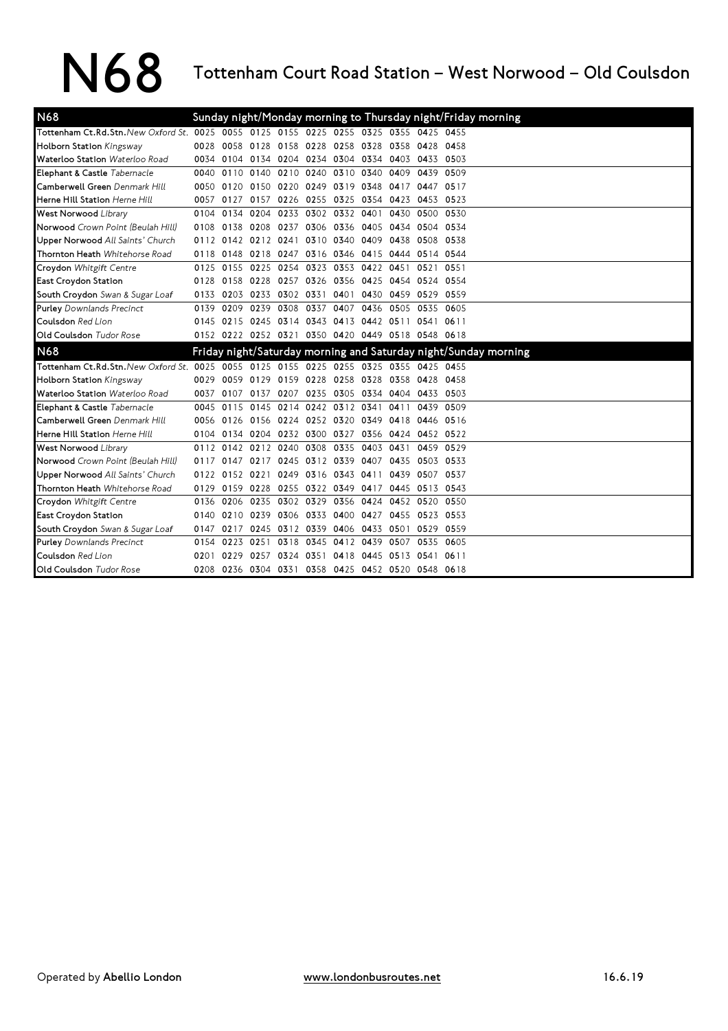# N68 Tottenham Court Road Station – West Norwood – Old Coulsdon

| N68 | Sunday night/Monday morning to Thursday night/Friday morning | | | | | | | | | |
|---|---|---|---|---|---|---|---|---|---|---|
| **Tottenham Ct.Rd.Stn.** *New Oxford St.* | 0025 | 0055 | 0125 | 0155 | 0225 | 0255 | 0325 | 0355 | 0425 | 0455 |
| **Holborn Station** *Kingsway* | 0028 | 0058 | 0128 | 0158 | 0228 | 0258 | 0328 | 0358 | 0428 | 0458 |
| **Waterloo Station** *Waterloo Road* | 0034 | 0104 | 0134 | 0204 | 0234 | 0304 | 0334 | 0403 | 0433 | 0503 |
| **Elephant & Castle** *Tabernacle* | 0040 | 0110 | 0140 | 0210 | 0240 | 0310 | 0340 | 0409 | 0439 | 0509 |
| **Camberwell Green** *Denmark Hill* | 0050 | 0120 | 0150 | 0220 | 0249 | 0319 | 0348 | 0417 | 0447 | 0517 |
| **Herne Hill Station** *Herne Hill* | 0057 | 0127 | 0157 | 0226 | 0255 | 0325 | 0354 | 0423 | 0453 | 0523 |
| **West Norwood** *Library* | 0104 | 0134 | 0204 | 0233 | 0302 | 0332 | 0401 | 0430 | 0500 | 0530 |
| **Norwood** *Crown Point (Beulah Hill)* | 0108 | 0138 | 0208 | 0237 | 0306 | 0336 | 0405 | 0434 | 0504 | 0534 |
| **Upper Norwood** *All Saints' Church* | 0112 | 0142 | 0212 | 0241 | 0310 | 0340 | 0409 | 0438 | 0508 | 0538 |
| **Thornton Heath** *Whitehorse Road* | 0118 | 0148 | 0218 | 0247 | 0316 | 0346 | 0415 | 0444 | 0514 | 0544 |
| **Croydon** *Whitgift Centre* | 0125 | 0155 | 0225 | 0254 | 0323 | 0353 | 0422 | 0451 | 0521 | 0551 |
| **East Croydon Station** | 0128 | 0158 | 0228 | 0257 | 0326 | 0356 | 0425 | 0454 | 0524 | 0554 |
| **South Croydon** *Swan & Sugar Loaf* | 0133 | 0203 | 0233 | 0302 | 0331 | 0401 | 0430 | 0459 | 0529 | 0559 |
| **Purley** *Downlands Precinct* | 0139 | 0209 | 0239 | 0308 | 0337 | 0407 | 0436 | 0505 | 0535 | 0605 |
| **Coulsdon** *Red Lion* | 0145 | 0215 | 0245 | 0314 | 0343 | 0413 | 0442 | 0511 | 0541 | 0611 |
| **Old Coulsdon** *Tudor Rose* | 0152 | 0222 | 0252 | 0321 | 0350 | 0420 | 0449 | 0518 | 0548 | 0618 |

| N68 | Friday night/Saturday morning and Saturday night/Sunday morning | | | | | | | | | |
|---|---|---|---|---|---|---|---|---|---|---|
| **Tottenham Ct.Rd.Stn.** *New Oxford St.* | 0025 | 0055 | 0125 | 0155 | 0225 | 0255 | 0325 | 0355 | 0425 | 0455 |
| **Holborn Station** *Kingsway* | 0029 | 0059 | 0129 | 0159 | 0228 | 0258 | 0328 | 0358 | 0428 | 0458 |
| **Waterloo Station** *Waterloo Road* | 0037 | 0107 | 0137 | 0207 | 0235 | 0305 | 0334 | 0404 | 0433 | 0503 |
| **Elephant & Castle** *Tabernacle* | 0045 | 0115 | 0145 | 0214 | 0242 | 0312 | 0341 | 0411 | 0439 | 0509 |
| **Camberwell Green** *Denmark Hill* | 0056 | 0126 | 0156 | 0224 | 0252 | 0320 | 0349 | 0418 | 0446 | 0516 |
| **Herne Hill Station** *Herne Hill* | 0104 | 0134 | 0204 | 0232 | 0300 | 0327 | 0356 | 0424 | 0452 | 0522 |
| **West Norwood** *Library* | 0112 | 0142 | 0212 | 0240 | 0308 | 0335 | 0403 | 0431 | 0459 | 0529 |
| **Norwood** *Crown Point (Beulah Hill)* | 0117 | 0147 | 0217 | 0245 | 0312 | 0339 | 0407 | 0435 | 0503 | 0533 |
| **Upper Norwood** *All Saints' Church* | 0122 | 0152 | 0221 | 0249 | 0316 | 0343 | 0411 | 0439 | 0507 | 0537 |
| **Thornton Heath** *Whitehorse Road* | 0129 | 0159 | 0228 | 0255 | 0322 | 0349 | 0417 | 0445 | 0513 | 0543 |
| **Croydon** *Whitgift Centre* | 0136 | 0206 | 0235 | 0302 | 0329 | 0356 | 0424 | 0452 | 0520 | 0550 |
| **East Croydon Station** | 0140 | 0210 | 0239 | 0306 | 0333 | 0400 | 0427 | 0455 | 0523 | 0553 |
| **South Croydon** *Swan & Sugar Loaf* | 0147 | 0217 | 0245 | 0312 | 0339 | 0406 | 0433 | 0501 | 0529 | 0559 |
| **Purley** *Downlands Precinct* | 0154 | 0223 | 0251 | 0318 | 0345 | 0412 | 0439 | 0507 | 0535 | 0605 |
| **Coulsdon** *Red Lion* | 0201 | 0229 | 0257 | 0324 | 0351 | 0418 | 0445 | 0513 | 0541 | 0611 |
| **Old Coulsdon** *Tudor Rose* | 0208 | 0236 | 0304 | 0331 | 0358 | 0425 | 0452 | 0520 | 0548 | 0618 |

Operated by **Abellio London** www.londonbusroutes.net 16.6.19